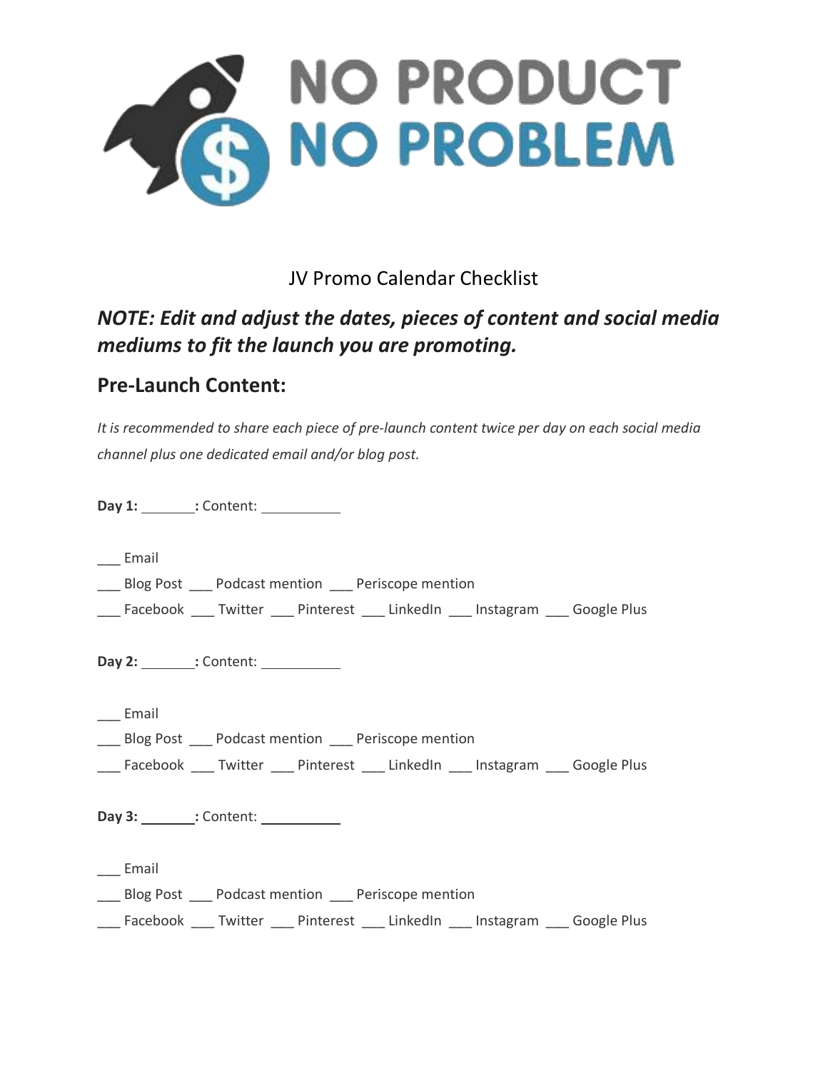# NO PRODUCT NO PROBLEM

JV Promo Calendar Checklist

## *NOTE: Edit and adjust the dates, pieces of content and social media mediums to fit the launch you are promoting.*

## Pre-Launch Content:

*It is recommended to share each piece of pre-launch content twice per day on each social media channel plus one dedicated email and/or blog post.*

**Day 1:** _______**:** Content: __________

___ Email
___ Blog Post ___ Podcast mention ___ Periscope mention
___ Facebook ___ Twitter ___ Pinterest ___ LinkedIn ___ Instagram ___ Google Plus

**Day 2:** _______**:** Content: __________

___ Email
___ Blog Post ___ Podcast mention ___ Periscope mention
___ Facebook ___ Twitter ___ Pinterest ___ LinkedIn ___ Instagram ___ Google Plus

**Day 3:** _______**:** Content: __________

___ Email
___ Blog Post ___ Podcast mention ___ Periscope mention
___ Facebook ___ Twitter ___ Pinterest ___ LinkedIn ___ Instagram ___ Google Plus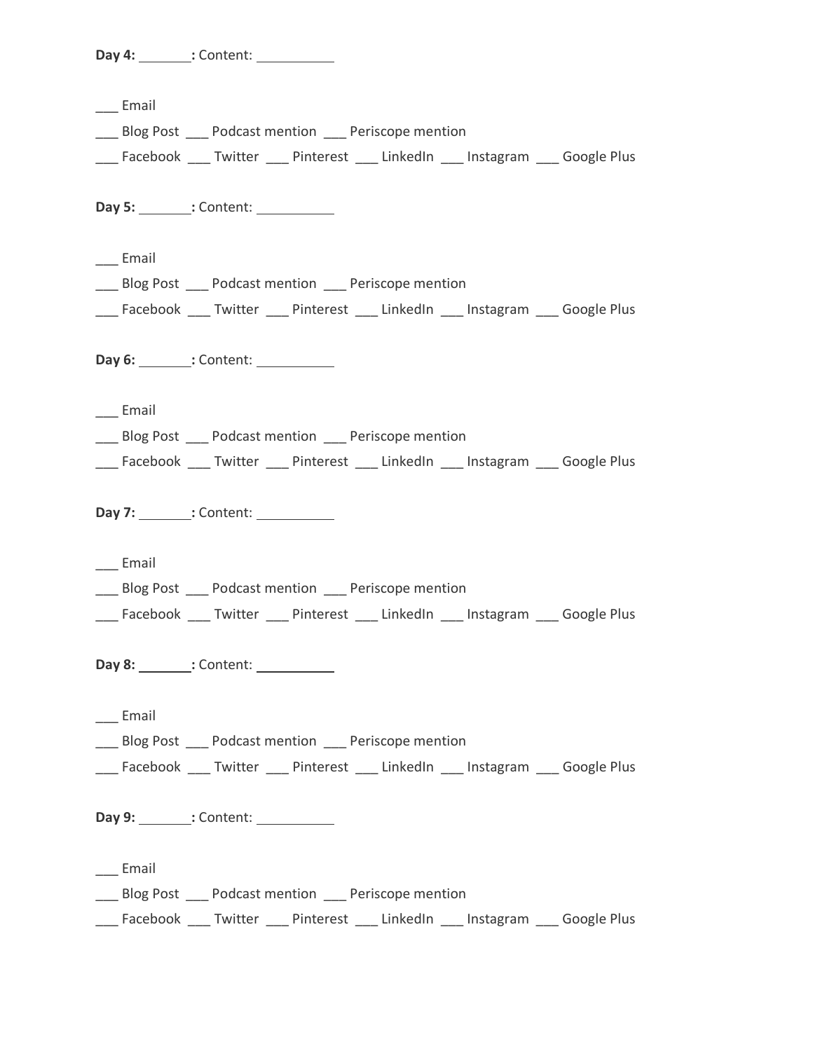**Day 4:** _______**:** Content: __________

___ Email

___ Blog Post ___ Podcast mention ___ Periscope mention

___ Facebook ___ Twitter ___ Pinterest ___ LinkedIn ___ Instagram ___ Google Plus

**Day 5:** _______**:** Content: __________

___ Email

___ Blog Post ___ Podcast mention ___ Periscope mention

___ Facebook ___ Twitter ___ Pinterest ___ LinkedIn ___ Instagram ___ Google Plus

**Day 6:** _______**:** Content: __________

___ Email

___ Blog Post ___ Podcast mention ___ Periscope mention

___ Facebook ___ Twitter ___ Pinterest ___ LinkedIn ___ Instagram ___ Google Plus

**Day 7:** _______**:** Content: __________

___ Email

___ Blog Post ___ Podcast mention ___ Periscope mention

___ Facebook ___ Twitter ___ Pinterest ___ LinkedIn ___ Instagram ___ Google Plus

**Day 8:** _______**:** Content: __________

___ Email

___ Blog Post ___ Podcast mention ___ Periscope mention

___ Facebook ___ Twitter ___ Pinterest ___ LinkedIn ___ Instagram ___ Google Plus

**Day 9:** _______**:** Content: __________

___ Email

___ Blog Post ___ Podcast mention ___ Periscope mention

___ Facebook ___ Twitter ___ Pinterest ___ LinkedIn ___ Instagram ___ Google Plus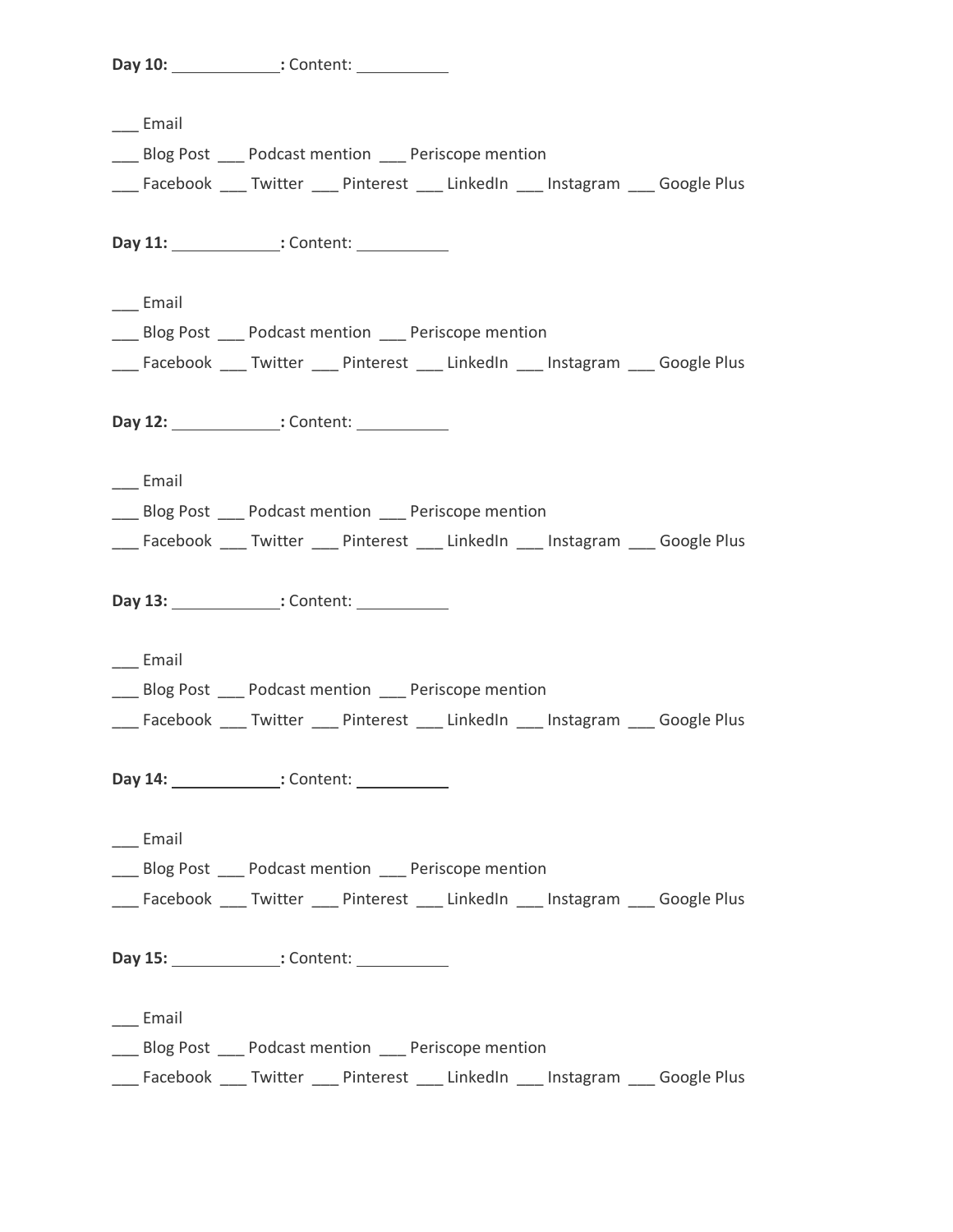**Day 10:** ____________**:** Content: __________

___ Email

___ Blog Post ___ Podcast mention ___ Periscope mention

___ Facebook ___ Twitter ___ Pinterest ___ LinkedIn ___ Instagram ___ Google Plus

**Day 11:** ____________**:** Content: __________

___ Email

___ Blog Post ___ Podcast mention ___ Periscope mention

___ Facebook ___ Twitter ___ Pinterest ___ LinkedIn ___ Instagram ___ Google Plus

**Day 12:** ____________**:** Content: __________

___ Email

___ Blog Post ___ Podcast mention ___ Periscope mention

___ Facebook ___ Twitter ___ Pinterest ___ LinkedIn ___ Instagram ___ Google Plus

**Day 13:** ____________**:** Content: __________

___ Email

___ Blog Post ___ Podcast mention ___ Periscope mention

___ Facebook ___ Twitter ___ Pinterest ___ LinkedIn ___ Instagram ___ Google Plus

**Day 14:** ____________**:** Content: __________

___ Email

___ Blog Post ___ Podcast mention ___ Periscope mention

___ Facebook ___ Twitter ___ Pinterest ___ LinkedIn ___ Instagram ___ Google Plus

**Day 15:** ____________**:** Content: __________

___ Email

___ Blog Post ___ Podcast mention ___ Periscope mention

___ Facebook ___ Twitter ___ Pinterest ___ LinkedIn ___ Instagram ___ Google Plus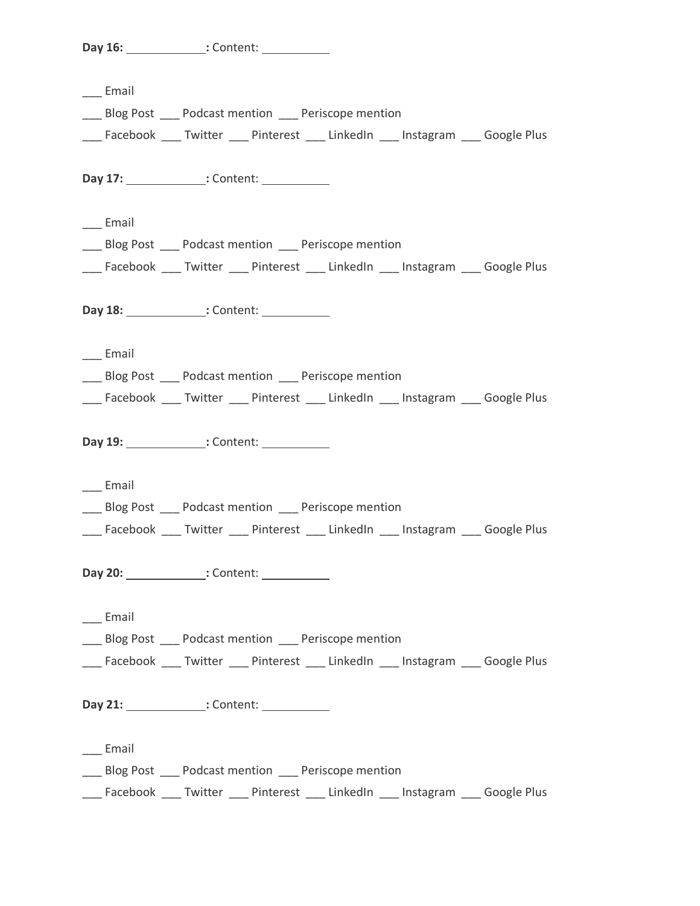**Day 16:** ____________**:** Content: __________

___ Email
___ Blog Post ___ Podcast mention ___ Periscope mention
___ Facebook ___ Twitter ___ Pinterest ___ LinkedIn ___ Instagram ___ Google Plus

**Day 17:** ____________**:** Content: __________

___ Email
___ Blog Post ___ Podcast mention ___ Periscope mention
___ Facebook ___ Twitter ___ Pinterest ___ LinkedIn ___ Instagram ___ Google Plus

**Day 18:** ____________**:** Content: __________

___ Email
___ Blog Post ___ Podcast mention ___ Periscope mention
___ Facebook ___ Twitter ___ Pinterest ___ LinkedIn ___ Instagram ___ Google Plus

**Day 19:** ____________**:** Content: __________

___ Email
___ Blog Post ___ Podcast mention ___ Periscope mention
___ Facebook ___ Twitter ___ Pinterest ___ LinkedIn ___ Instagram ___ Google Plus

**Day 20:** ____________**:** Content: __________

___ Email
___ Blog Post ___ Podcast mention ___ Periscope mention
___ Facebook ___ Twitter ___ Pinterest ___ LinkedIn ___ Instagram ___ Google Plus

**Day 21:** ____________**:** Content: __________

___ Email
___ Blog Post ___ Podcast mention ___ Periscope mention
___ Facebook ___ Twitter ___ Pinterest ___ LinkedIn ___ Instagram ___ Google Plus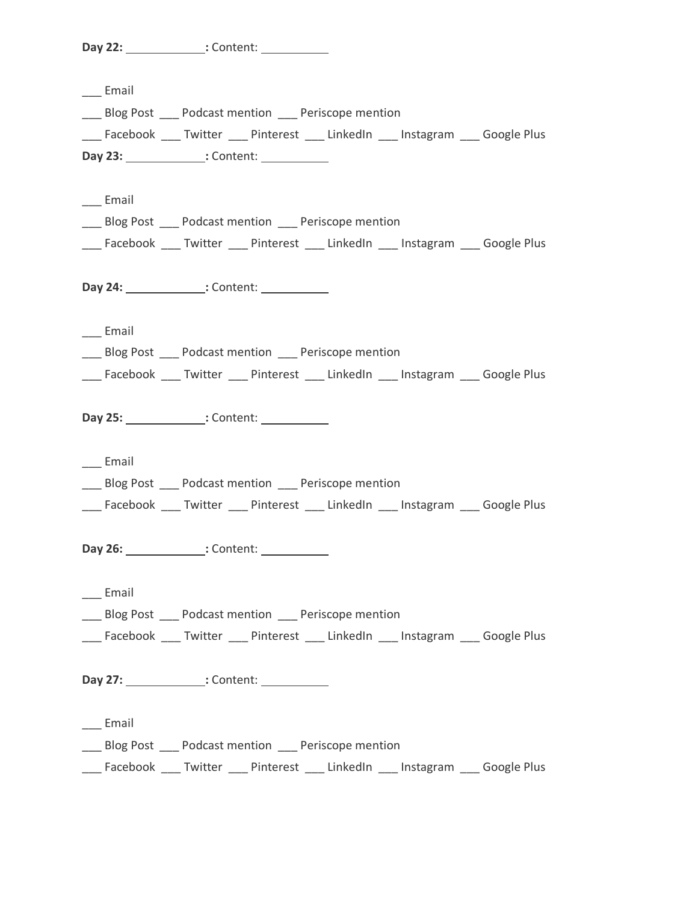**Day 22:** ____________**:** Content: __________

___ Email
___ Blog Post ___ Podcast mention ___ Periscope mention
___ Facebook ___ Twitter ___ Pinterest ___ LinkedIn ___ Instagram ___ Google Plus

**Day 23:** ____________**:** Content: __________

___ Email
___ Blog Post ___ Podcast mention ___ Periscope mention
___ Facebook ___ Twitter ___ Pinterest ___ LinkedIn ___ Instagram ___ Google Plus

**Day 24:** ____________**:** Content: __________

___ Email
___ Blog Post ___ Podcast mention ___ Periscope mention
___ Facebook ___ Twitter ___ Pinterest ___ LinkedIn ___ Instagram ___ Google Plus

**Day 25:** ____________**:** Content: __________

___ Email
___ Blog Post ___ Podcast mention ___ Periscope mention
___ Facebook ___ Twitter ___ Pinterest ___ LinkedIn ___ Instagram ___ Google Plus

**Day 26:** ____________**:** Content: __________

___ Email
___ Blog Post ___ Podcast mention ___ Periscope mention
___ Facebook ___ Twitter ___ Pinterest ___ LinkedIn ___ Instagram ___ Google Plus

**Day 27:** ____________**:** Content: __________

___ Email
___ Blog Post ___ Podcast mention ___ Periscope mention
___ Facebook ___ Twitter ___ Pinterest ___ LinkedIn ___ Instagram ___ Google Plus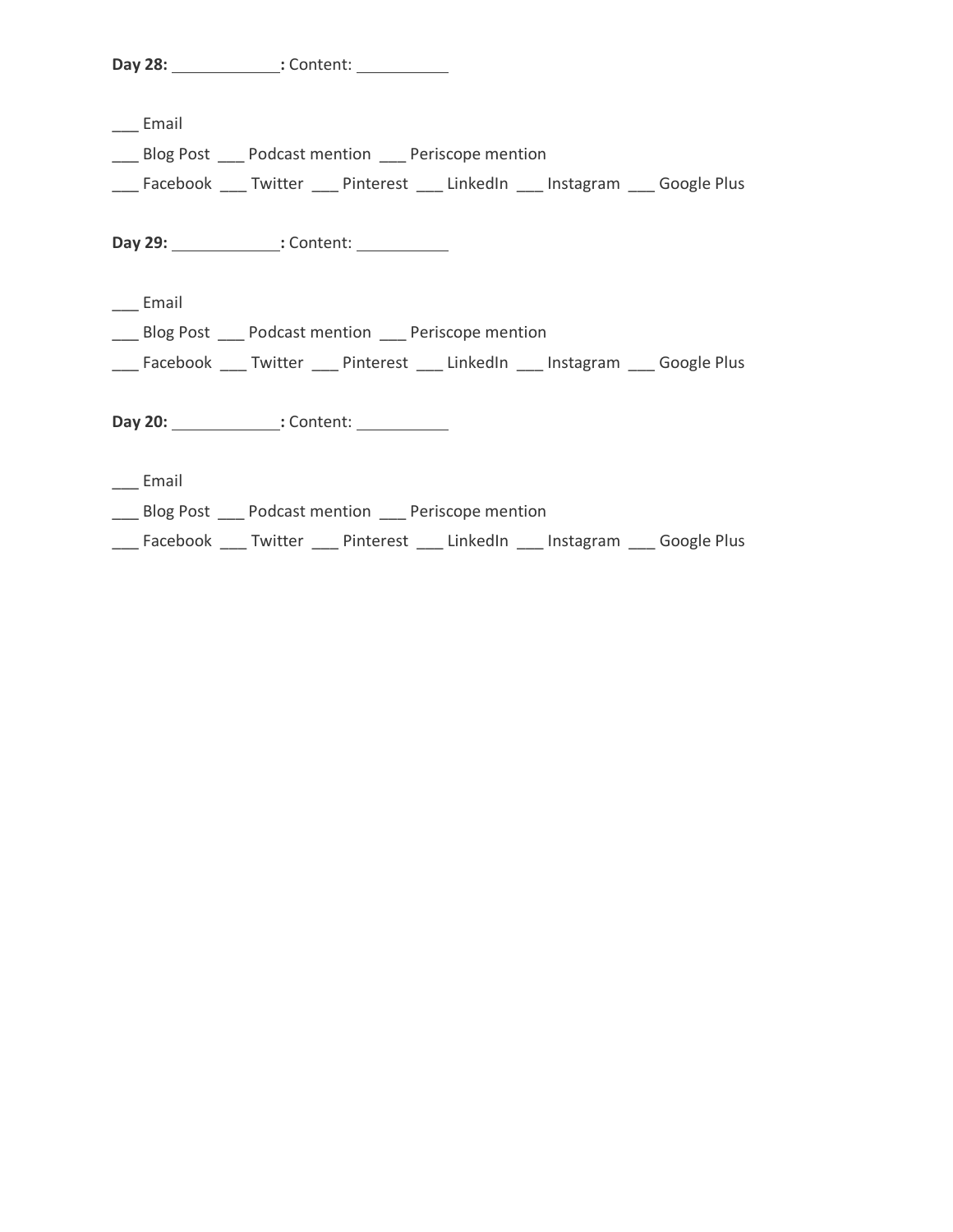**Day 28:** ____________**:** Content: __________

___ Email
___ Blog Post ___ Podcast mention ___ Periscope mention
___ Facebook ___ Twitter ___ Pinterest ___ LinkedIn ___ Instagram ___ Google Plus

**Day 29:** ____________**:** Content: __________

___ Email
___ Blog Post ___ Podcast mention ___ Periscope mention
___ Facebook ___ Twitter ___ Pinterest ___ LinkedIn ___ Instagram ___ Google Plus

**Day 20:** ____________**:** Content: __________

___ Email
___ Blog Post ___ Podcast mention ___ Periscope mention
___ Facebook ___ Twitter ___ Pinterest ___ LinkedIn ___ Instagram ___ Google Plus